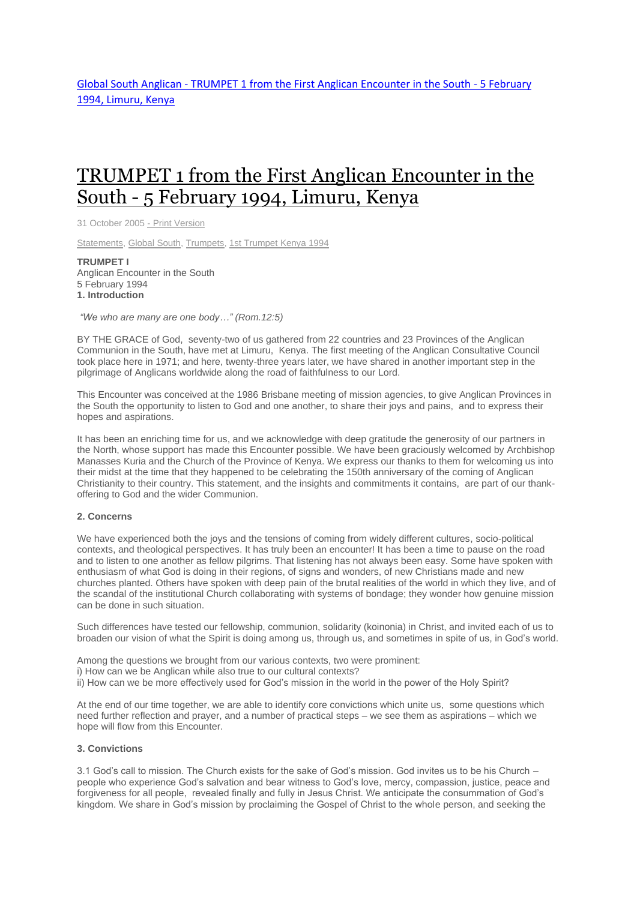[Global South Anglican - TRUMPET 1 from the First Anglican Encounter in the South - 5 February 1994, Limuru, Kenya]

# TRUMPET 1 from the First Anglican Encounter in the South - 5 February 1994, Limuru, Kenya

31 October 2005 - Print Version

Statements, Global South, Trumpets, 1st Trumpet Kenya 1994

**TRUMPET I**
Anglican Encounter in the South
5 February 1994

**1. Introduction**

*"We who are many are one body…" (Rom.12:5)*

BY THE GRACE of God, seventy-two of us gathered from 22 countries and 23 Provinces of the Anglican Communion in the South, have met at Limuru, Kenya. The first meeting of the Anglican Consultative Council took place here in 1971; and here, twenty-three years later, we have shared in another important step in the pilgrimage of Anglicans worldwide along the road of faithfulness to our Lord.

This Encounter was conceived at the 1986 Brisbane meeting of mission agencies, to give Anglican Provinces in the South the opportunity to listen to God and one another, to share their joys and pains, and to express their hopes and aspirations.

It has been an enriching time for us, and we acknowledge with deep gratitude the generosity of our partners in the North, whose support has made this Encounter possible. We have been graciously welcomed by Archbishop Manasses Kuria and the Church of the Province of Kenya. We express our thanks to them for welcoming us into their midst at the time that they happened to be celebrating the 150th anniversary of the coming of Anglican Christianity to their country. This statement, and the insights and commitments it contains, are part of our thank-offering to God and the wider Communion.

**2. Concerns**

We have experienced both the joys and the tensions of coming from widely different cultures, socio-political contexts, and theological perspectives. It has truly been an encounter! It has been a time to pause on the road and to listen to one another as fellow pilgrims. That listening has not always been easy. Some have spoken with enthusiasm of what God is doing in their regions, of signs and wonders, of new Christians made and new churches planted. Others have spoken with deep pain of the brutal realities of the world in which they live, and of the scandal of the institutional Church collaborating with systems of bondage; they wonder how genuine mission can be done in such situation.

Such differences have tested our fellowship, communion, solidarity (koinonia) in Christ, and invited each of us to broaden our vision of what the Spirit is doing among us, through us, and sometimes in spite of us, in God's world.

Among the questions we brought from our various contexts, two were prominent:
i) How can we be Anglican while also true to our cultural contexts?
ii) How can we be more effectively used for God's mission in the world in the power of the Holy Spirit?

At the end of our time together, we are able to identify core convictions which unite us, some questions which need further reflection and prayer, and a number of practical steps – we see them as aspirations – which we hope will flow from this Encounter.

**3. Convictions**

3.1 God's call to mission. The Church exists for the sake of God's mission. God invites us to be his Church – people who experience God's salvation and bear witness to God's love, mercy, compassion, justice, peace and forgiveness for all people, revealed finally and fully in Jesus Christ. We anticipate the consummation of God's kingdom. We share in God's mission by proclaiming the Gospel of Christ to the whole person, and seeking the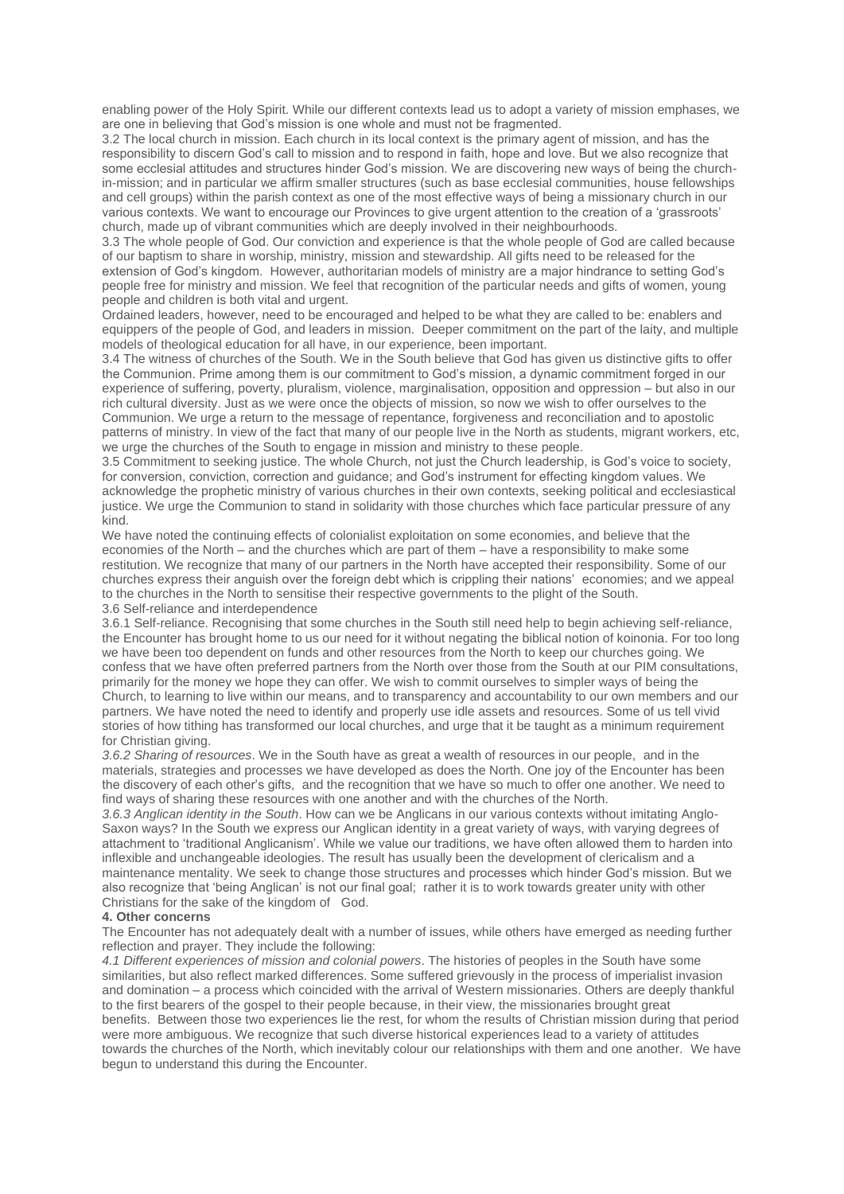enabling power of the Holy Spirit. While our different contexts lead us to adopt a variety of mission emphases, we are one in believing that God's mission is one whole and must not be fragmented.

3.2 The local church in mission. Each church in its local context is the primary agent of mission, and has the responsibility to discern God's call to mission and to respond in faith, hope and love. But we also recognize that some ecclesial attitudes and structures hinder God's mission. We are discovering new ways of being the church-in-mission; and in particular we affirm smaller structures (such as base ecclesial communities, house fellowships and cell groups) within the parish context as one of the most effective ways of being a missionary church in our various contexts. We want to encourage our Provinces to give urgent attention to the creation of a 'grassroots' church, made up of vibrant communities which are deeply involved in their neighbourhoods.

3.3 The whole people of God. Our conviction and experience is that the whole people of God are called because of our baptism to share in worship, ministry, mission and stewardship. All gifts need to be released for the extension of God's kingdom. However, authoritarian models of ministry are a major hindrance to setting God's people free for ministry and mission. We feel that recognition of the particular needs and gifts of women, young people and children is both vital and urgent.

Ordained leaders, however, need to be encouraged and helped to be what they are called to be: enablers and equippers of the people of God, and leaders in mission. Deeper commitment on the part of the laity, and multiple models of theological education for all have, in our experience, been important.

3.4 The witness of churches of the South. We in the South believe that God has given us distinctive gifts to offer the Communion. Prime among them is our commitment to God's mission, a dynamic commitment forged in our experience of suffering, poverty, pluralism, violence, marginalisation, opposition and oppression – but also in our rich cultural diversity. Just as we were once the objects of mission, so now we wish to offer ourselves to the Communion. We urge a return to the message of repentance, forgiveness and reconciliation and to apostolic patterns of ministry. In view of the fact that many of our people live in the North as students, migrant workers, etc, we urge the churches of the South to engage in mission and ministry to these people.

3.5 Commitment to seeking justice. The whole Church, not just the Church leadership, is God's voice to society, for conversion, conviction, correction and guidance; and God's instrument for effecting kingdom values. We acknowledge the prophetic ministry of various churches in their own contexts, seeking political and ecclesiastical justice. We urge the Communion to stand in solidarity with those churches which face particular pressure of any kind.

We have noted the continuing effects of colonialist exploitation on some economies, and believe that the economies of the North – and the churches which are part of them – have a responsibility to make some restitution. We recognize that many of our partners in the North have accepted their responsibility. Some of our churches express their anguish over the foreign debt which is crippling their nations' economies; and we appeal to the churches in the North to sensitise their respective governments to the plight of the South.

3.6 Self-reliance and interdependence

3.6.1 Self-reliance. Recognising that some churches in the South still need help to begin achieving self-reliance, the Encounter has brought home to us our need for it without negating the biblical notion of koinonia. For too long we have been too dependent on funds and other resources from the North to keep our churches going. We confess that we have often preferred partners from the North over those from the South at our PIM consultations, primarily for the money we hope they can offer. We wish to commit ourselves to simpler ways of being the Church, to learning to live within our means, and to transparency and accountability to our own members and our partners. We have noted the need to identify and properly use idle assets and resources. Some of us tell vivid stories of how tithing has transformed our local churches, and urge that it be taught as a minimum requirement for Christian giving.

*3.6.2 Sharing of resources*. We in the South have as great a wealth of resources in our people, and in the materials, strategies and processes we have developed as does the North. One joy of the Encounter has been the discovery of each other's gifts, and the recognition that we have so much to offer one another. We need to find ways of sharing these resources with one another and with the churches of the North.

*3.6.3 Anglican identity in the South*. How can we be Anglicans in our various contexts without imitating Anglo-Saxon ways? In the South we express our Anglican identity in a great variety of ways, with varying degrees of attachment to 'traditional Anglicanism'. While we value our traditions, we have often allowed them to harden into inflexible and unchangeable ideologies. The result has usually been the development of clericalism and a maintenance mentality. We seek to change those structures and processes which hinder God's mission. But we also recognize that 'being Anglican' is not our final goal; rather it is to work towards greater unity with other Christians for the sake of the kingdom of God.

**4. Other concerns**

The Encounter has not adequately dealt with a number of issues, while others have emerged as needing further reflection and prayer. They include the following:

*4.1 Different experiences of mission and colonial powers*. The histories of peoples in the South have some similarities, but also reflect marked differences. Some suffered grievously in the process of imperialist invasion and domination – a process which coincided with the arrival of Western missionaries. Others are deeply thankful to the first bearers of the gospel to their people because, in their view, the missionaries brought great benefits. Between those two experiences lie the rest, for whom the results of Christian mission during that period were more ambiguous. We recognize that such diverse historical experiences lead to a variety of attitudes towards the churches of the North, which inevitably colour our relationships with them and one another. We have begun to understand this during the Encounter.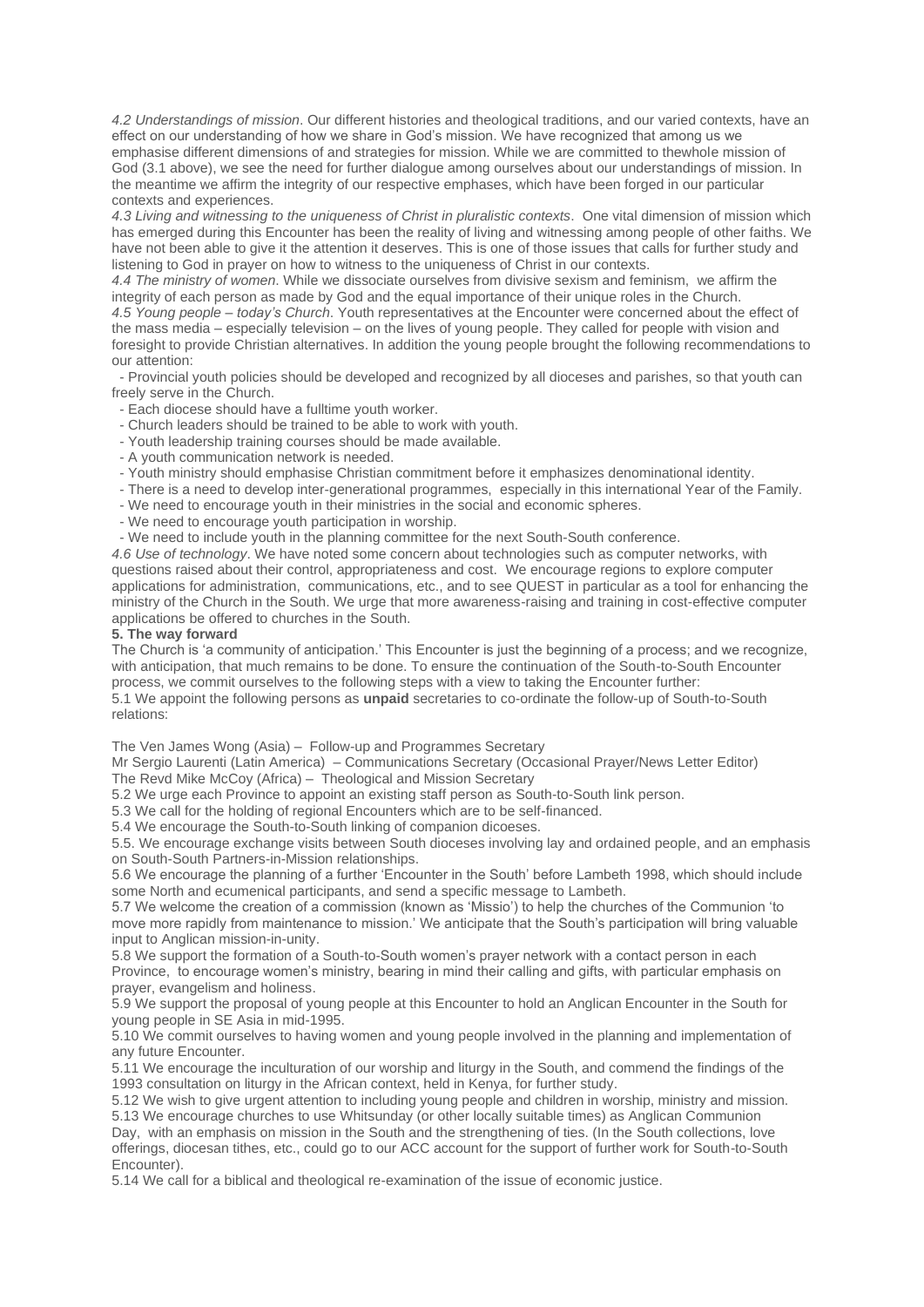*4.2 Understandings of mission*. Our different histories and theological traditions, and our varied contexts, have an effect on our understanding of how we share in God's mission. We have recognized that among us we emphasise different dimensions of and strategies for mission. While we are committed to thewhole mission of God (3.1 above), we see the need for further dialogue among ourselves about our understandings of mission. In the meantime we affirm the integrity of our respective emphases, which have been forged in our particular contexts and experiences.

*4.3 Living and witnessing to the uniqueness of Christ in pluralistic contexts*. One vital dimension of mission which has emerged during this Encounter has been the reality of living and witnessing among people of other faiths. We have not been able to give it the attention it deserves. This is one of those issues that calls for further study and listening to God in prayer on how to witness to the uniqueness of Christ in our contexts.

*4.4 The ministry of women*. While we dissociate ourselves from divisive sexism and feminism, we affirm the integrity of each person as made by God and the equal importance of their unique roles in the Church.

*4.5 Young people – today's Church*. Youth representatives at the Encounter were concerned about the effect of the mass media – especially television – on the lives of young people. They called for people with vision and foresight to provide Christian alternatives. In addition the young people brought the following recommendations to our attention:

- Provincial youth policies should be developed and recognized by all dioceses and parishes, so that youth can freely serve in the Church.
- Each diocese should have a fulltime youth worker.
- Church leaders should be trained to be able to work with youth.
- Youth leadership training courses should be made available.
- A youth communication network is needed.
- Youth ministry should emphasise Christian commitment before it emphasizes denominational identity.
- There is a need to develop inter-generational programmes, especially in this international Year of the Family.
- We need to encourage youth in their ministries in the social and economic spheres.
- We need to encourage youth participation in worship.
- We need to include youth in the planning committee for the next South-South conference.

*4.6 Use of technology*. We have noted some concern about technologies such as computer networks, with questions raised about their control, appropriateness and cost. We encourage regions to explore computer applications for administration, communications, etc., and to see QUEST in particular as a tool for enhancing the ministry of the Church in the South. We urge that more awareness-raising and training in cost-effective computer applications be offered to churches in the South.

**5. The way forward**

The Church is 'a community of anticipation.' This Encounter is just the beginning of a process; and we recognize, with anticipation, that much remains to be done. To ensure the continuation of the South-to-South Encounter process, we commit ourselves to the following steps with a view to taking the Encounter further:

5.1 We appoint the following persons as **unpaid** secretaries to co-ordinate the follow-up of South-to-South relations:

The Ven James Wong (Asia) – Follow-up and Programmes Secretary
Mr Sergio Laurenti (Latin America) – Communications Secretary (Occasional Prayer/News Letter Editor)
The Revd Mike McCoy (Africa) – Theological and Mission Secretary

5.2 We urge each Province to appoint an existing staff person as South-to-South link person.

5.3 We call for the holding of regional Encounters which are to be self-financed.

5.4 We encourage the South-to-South linking of companion dicoeses.

5.5. We encourage exchange visits between South dioceses involving lay and ordained people, and an emphasis on South-South Partners-in-Mission relationships.

5.6 We encourage the planning of a further 'Encounter in the South' before Lambeth 1998, which should include some North and ecumenical participants, and send a specific message to Lambeth.

5.7 We welcome the creation of a commission (known as 'Missio') to help the churches of the Communion 'to move more rapidly from maintenance to mission.' We anticipate that the South's participation will bring valuable input to Anglican mission-in-unity.

5.8 We support the formation of a South-to-South women's prayer network with a contact person in each Province, to encourage women's ministry, bearing in mind their calling and gifts, with particular emphasis on prayer, evangelism and holiness.

5.9 We support the proposal of young people at this Encounter to hold an Anglican Encounter in the South for young people in SE Asia in mid-1995.

5.10 We commit ourselves to having women and young people involved in the planning and implementation of any future Encounter.

5.11 We encourage the inculturation of our worship and liturgy in the South, and commend the findings of the 1993 consultation on liturgy in the African context, held in Kenya, for further study.

5.12 We wish to give urgent attention to including young people and children in worship, ministry and mission.

5.13 We encourage churches to use Whitsunday (or other locally suitable times) as Anglican Communion Day, with an emphasis on mission in the South and the strengthening of ties. (In the South collections, love offerings, diocesan tithes, etc., could go to our ACC account for the support of further work for South-to-South Encounter).

5.14 We call for a biblical and theological re-examination of the issue of economic justice.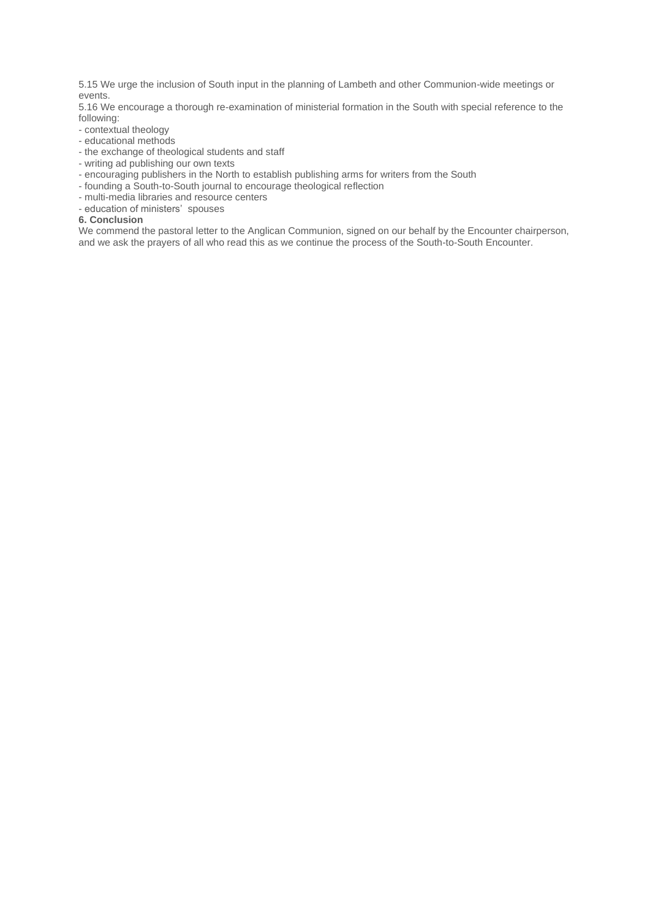5.15 We urge the inclusion of South input in the planning of Lambeth and other Communion-wide meetings or events.

5.16 We encourage a thorough re-examination of ministerial formation in the South with special reference to the following:

- contextual theology
- educational methods
- the exchange of theological students and staff
- writing ad publishing our own texts
- encouraging publishers in the North to establish publishing arms for writers from the South
- founding a South-to-South journal to encourage theological reflection
- multi-media libraries and resource centers
- education of ministers’ spouses

**6. Conclusion**

We commend the pastoral letter to the Anglican Communion, signed on our behalf by the Encounter chairperson, and we ask the prayers of all who read this as we continue the process of the South-to-South Encounter.